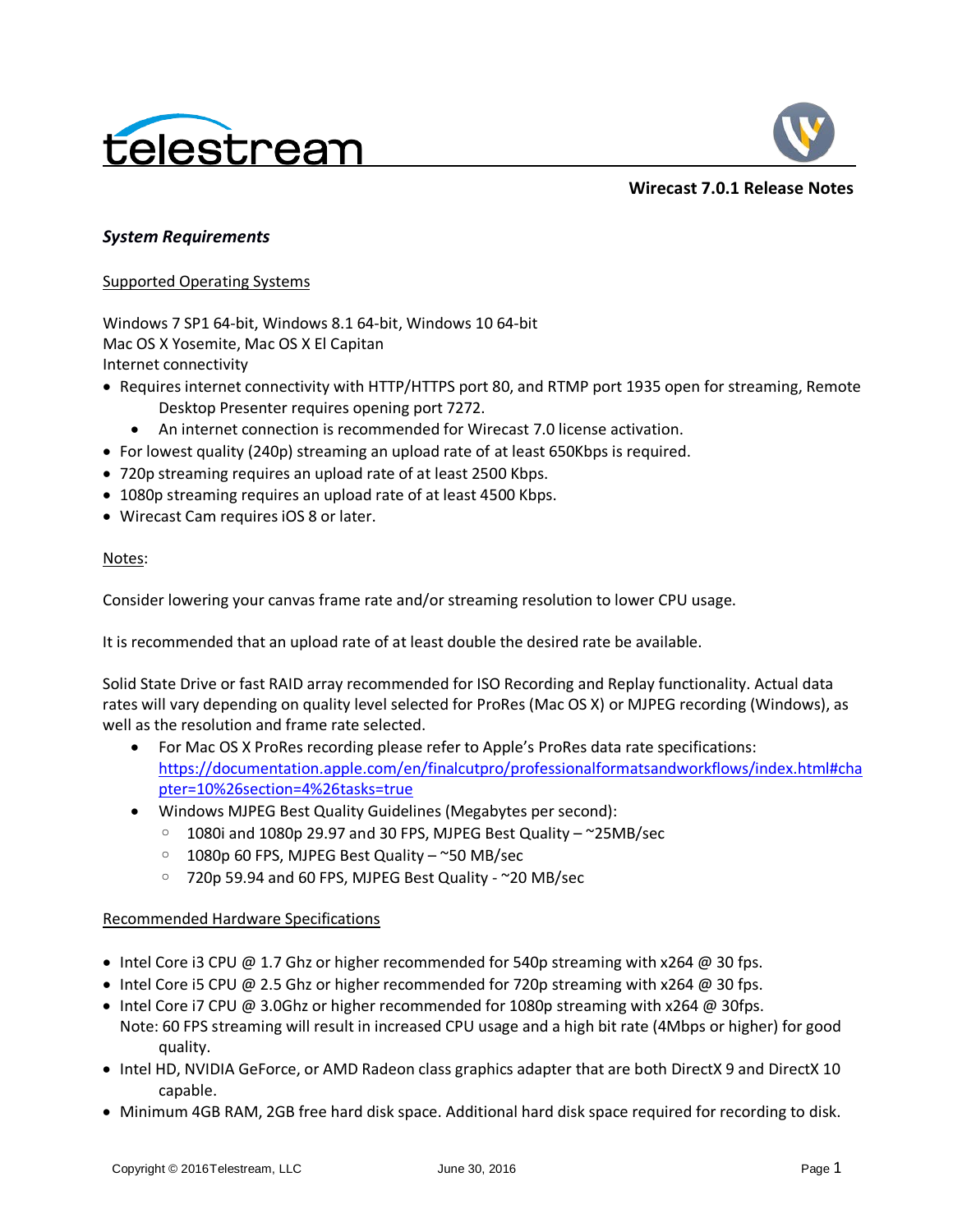# Wirecast 7.0.1 Release Notes

## *System Requirements*

Supported Operating Systems

Windows 7 SP1 64-bit, Windows 8.1 64-bit, Windows 10 64-bit
Mac OS X Yosemite, Mac OS X El Capitan
Internet connectivity

- Requires internet connectivity with HTTP/HTTPS port 80, and RTMP port 1935 open for streaming, Remote Desktop Presenter requires opening port 7272.
    - An internet connection is recommended for Wirecast 7.0 license activation.
- For lowest quality (240p) streaming an upload rate of at least 650Kbps is required.
- 720p streaming requires an upload rate of at least 2500 Kbps.
- 1080p streaming requires an upload rate of at least 4500 Kbps.
- Wirecast Cam requires iOS 8 or later.

Notes:

Consider lowering your canvas frame rate and/or streaming resolution to lower CPU usage.

It is recommended that an upload rate of at least double the desired rate be available.

Solid State Drive or fast RAID array recommended for ISO Recording and Replay functionality. Actual data rates will vary depending on quality level selected for ProRes (Mac OS X) or MJPEG recording (Windows), as well as the resolution and frame rate selected.

- For Mac OS X ProRes recording please refer to Apple's ProRes data rate specifications: https://documentation.apple.com/en/finalcutpro/professionalformatsandworkflows/index.html#chapter=10%26section=4%26tasks=true
- Windows MJPEG Best Quality Guidelines (Megabytes per second):
    - 1080i and 1080p 29.97 and 30 FPS, MJPEG Best Quality – ~25MB/sec
    - 1080p 60 FPS, MJPEG Best Quality – ~50 MB/sec
    - 720p 59.94 and 60 FPS, MJPEG Best Quality - ~20 MB/sec

Recommended Hardware Specifications

- Intel Core i3 CPU @ 1.7 Ghz or higher recommended for 540p streaming with x264 @ 30 fps.
- Intel Core i5 CPU @ 2.5 Ghz or higher recommended for 720p streaming with x264 @ 30 fps.
- Intel Core i7 CPU @ 3.0Ghz or higher recommended for 1080p streaming with x264 @ 30fps.
  Note: 60 FPS streaming will result in increased CPU usage and a high bit rate (4Mbps or higher) for good quality.
- Intel HD, NVIDIA GeForce, or AMD Radeon class graphics adapter that are both DirectX 9 and DirectX 10 capable.
- Minimum 4GB RAM, 2GB free hard disk space. Additional hard disk space required for recording to disk.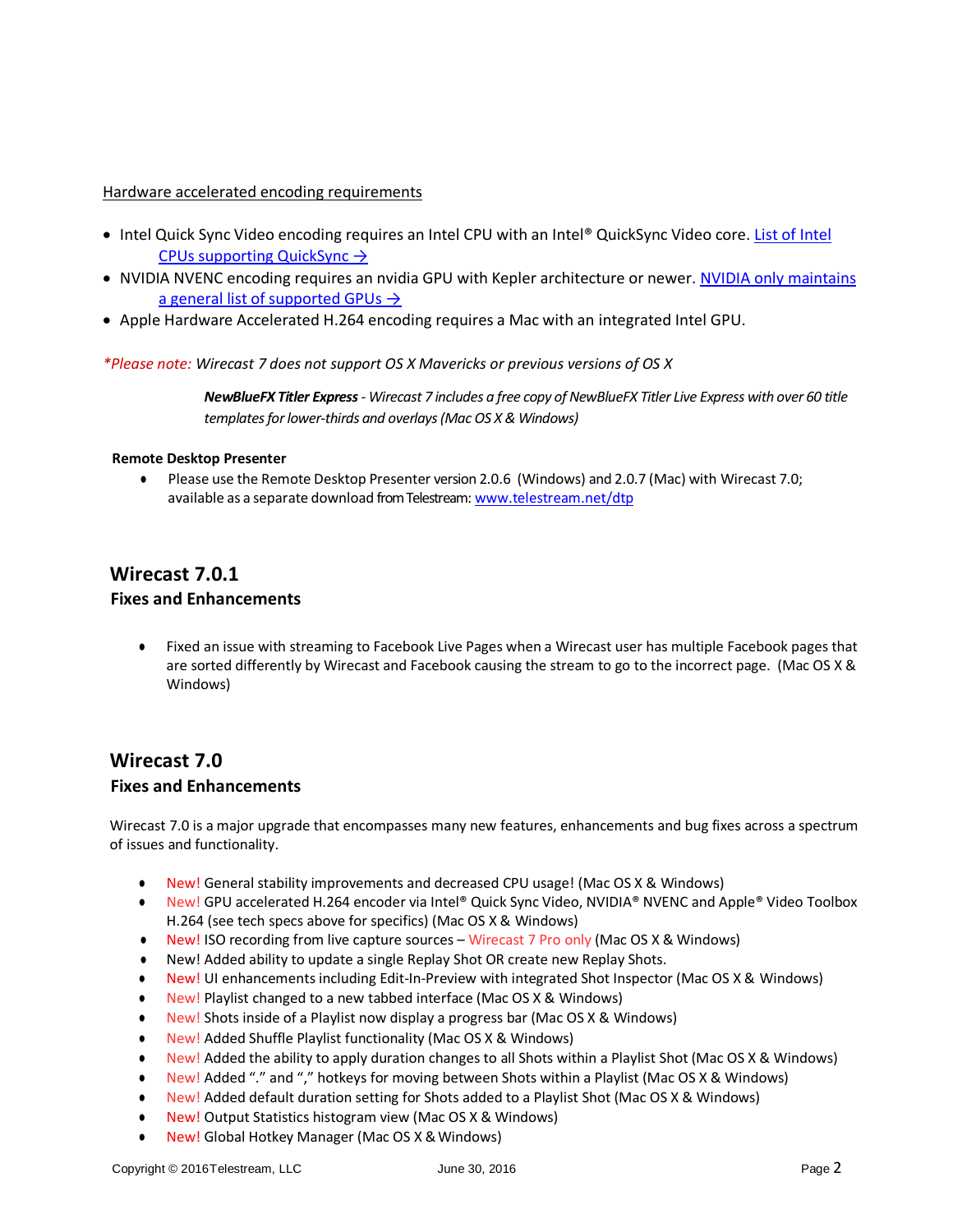Hardware accelerated encoding requirements

- Intel Quick Sync Video encoding requires an Intel CPU with an Intel® QuickSync Video core. [List of Intel CPUs supporting QuickSync →]
- NVIDIA NVENC encoding requires an nvidia GPU with Kepler architecture or newer. [NVIDIA only maintains a general list of supported GPUs →]
- Apple Hardware Accelerated H.264 encoding requires a Mac with an integrated Intel GPU.

**\*Please note:** *Wirecast 7 does not support OS X Mavericks or previous versions of OS X*

> ***NewBlueFX Titler Express*** *- Wirecast 7 includes a free copy of NewBlueFX Titler Live Express with over 60 title templates for lower-thirds and overlays (Mac OS X & Windows)*

**Remote Desktop Presenter**

- Please use the Remote Desktop Presenter version 2.0.6 (Windows) and 2.0.7 (Mac) with Wirecast 7.0; available as a separate download from Telestream: www.telestream.net/dtp

## Wirecast 7.0.1

### Fixes and Enhancements

- Fixed an issue with streaming to Facebook Live Pages when a Wirecast user has multiple Facebook pages that are sorted differently by Wirecast and Facebook causing the stream to go to the incorrect page. (Mac OS X & Windows)

## Wirecast 7.0

### Fixes and Enhancements

Wirecast 7.0 is a major upgrade that encompasses many new features, enhancements and bug fixes across a spectrum of issues and functionality.

- New! General stability improvements and decreased CPU usage! (Mac OS X & Windows)
- New! GPU accelerated H.264 encoder via Intel® Quick Sync Video, NVIDIA® NVENC and Apple® Video Toolbox H.264 (see tech specs above for specifics) (Mac OS X & Windows)
- New! ISO recording from live capture sources – Wirecast 7 Pro only (Mac OS X & Windows)
- New! Added ability to update a single Replay Shot OR create new Replay Shots.
- New! UI enhancements including Edit-In-Preview with integrated Shot Inspector (Mac OS X & Windows)
- New! Playlist changed to a new tabbed interface (Mac OS X & Windows)
- New! Shots inside of a Playlist now display a progress bar (Mac OS X & Windows)
- New! Added Shuffle Playlist functionality (Mac OS X & Windows)
- New! Added the ability to apply duration changes to all Shots within a Playlist Shot (Mac OS X & Windows)
- New! Added "." and "," hotkeys for moving between Shots within a Playlist (Mac OS X & Windows)
- New! Added default duration setting for Shots added to a Playlist Shot (Mac OS X & Windows)
- New! Output Statistics histogram view (Mac OS X & Windows)
- New! Global Hotkey Manager (Mac OS X & Windows)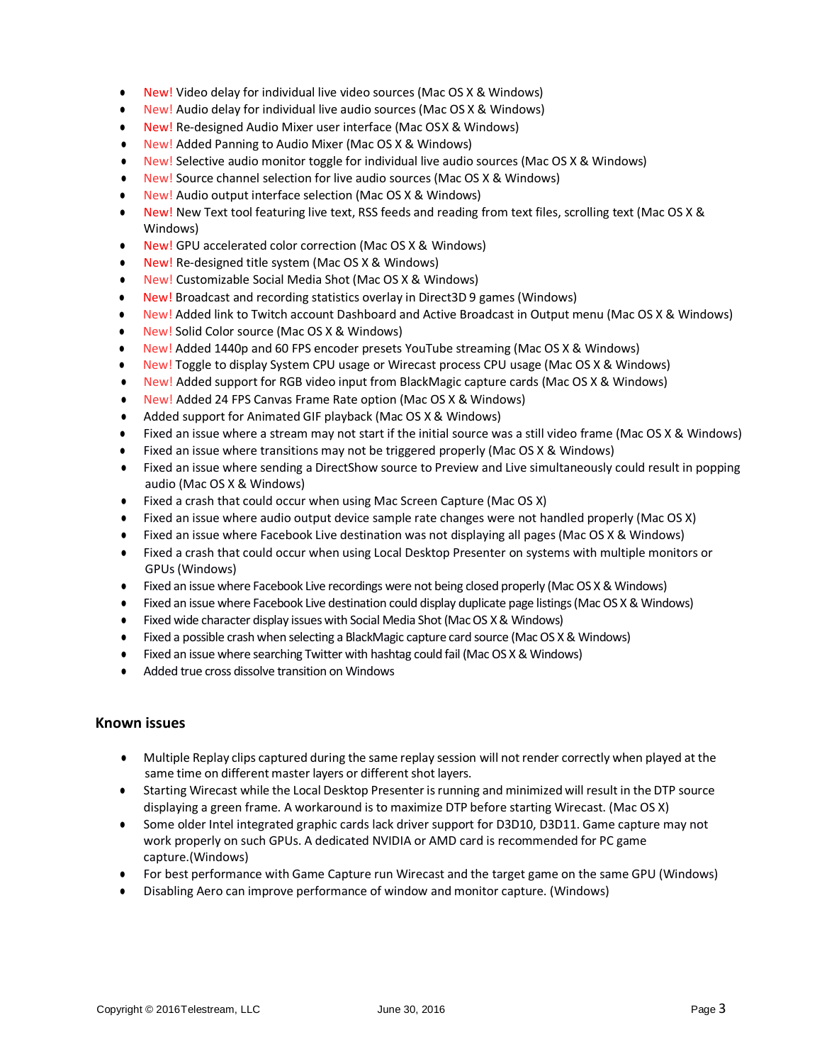- New! Video delay for individual live video sources (Mac OS X & Windows)
- New! Audio delay for individual live audio sources (Mac OS X & Windows)
- New! Re-designed Audio Mixer user interface (Mac OS X & Windows)
- New! Added Panning to Audio Mixer (Mac OS X & Windows)
- New! Selective audio monitor toggle for individual live audio sources (Mac OS X & Windows)
- New! Source channel selection for live audio sources (Mac OS X & Windows)
- New! Audio output interface selection (Mac OS X & Windows)
- New! New Text tool featuring live text, RSS feeds and reading from text files, scrolling text (Mac OS X & Windows)
- New! GPU accelerated color correction (Mac OS X & Windows)
- New! Re-designed title system (Mac OS X & Windows)
- New! Customizable Social Media Shot (Mac OS X & Windows)
- New! Broadcast and recording statistics overlay in Direct3D 9 games (Windows)
- New! Added link to Twitch account Dashboard and Active Broadcast in Output menu (Mac OS X & Windows)
- New! Solid Color source (Mac OS X & Windows)
- New! Added 1440p and 60 FPS encoder presets YouTube streaming (Mac OS X & Windows)
- New! Toggle to display System CPU usage or Wirecast process CPU usage (Mac OS X & Windows)
- New! Added support for RGB video input from BlackMagic capture cards (Mac OS X & Windows)
- New! Added 24 FPS Canvas Frame Rate option (Mac OS X & Windows)
- Added support for Animated GIF playback (Mac OS X & Windows)
- Fixed an issue where a stream may not start if the initial source was a still video frame (Mac OS X & Windows)
- Fixed an issue where transitions may not be triggered properly (Mac OS X & Windows)
- Fixed an issue where sending a DirectShow source to Preview and Live simultaneously could result in popping audio (Mac OS X & Windows)
- Fixed a crash that could occur when using Mac Screen Capture (Mac OS X)
- Fixed an issue where audio output device sample rate changes were not handled properly (Mac OS X)
- Fixed an issue where Facebook Live destination was not displaying all pages (Mac OS X & Windows)
- Fixed a crash that could occur when using Local Desktop Presenter on systems with multiple monitors or GPUs (Windows)
- Fixed an issue where Facebook Live recordings were not being closed properly (Mac OS X & Windows)
- Fixed an issue where Facebook Live destination could display duplicate page listings (Mac OS X & Windows)
- Fixed wide character display issues with Social Media Shot (Mac OS X & Windows)
- Fixed a possible crash when selecting a BlackMagic capture card source (Mac OS X & Windows)
- Fixed an issue where searching Twitter with hashtag could fail (Mac OS X & Windows)
- Added true cross dissolve transition on Windows

## Known issues

- Multiple Replay clips captured during the same replay session will not render correctly when played at the same time on different master layers or different shot layers.
- Starting Wirecast while the Local Desktop Presenter is running and minimized will result in the DTP source displaying a green frame. A workaround is to maximize DTP before starting Wirecast. (Mac OS X)
- Some older Intel integrated graphic cards lack driver support for D3D10, D3D11. Game capture may not work properly on such GPUs. A dedicated NVIDIA or AMD card is recommended for PC game capture.(Windows)
- For best performance with Game Capture run Wirecast and the target game on the same GPU (Windows)
- Disabling Aero can improve performance of window and monitor capture. (Windows)

Copyright © 2016Telestream, LLC June 30, 2016